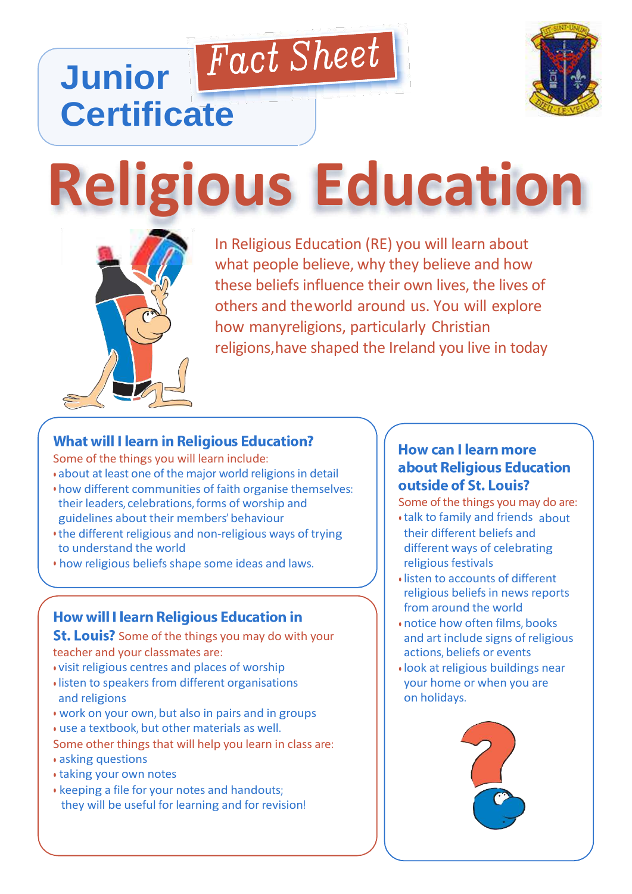# Junior Certificate

*Fact Sheet*

# Religious Education

In Religious Education (RE) you will learn about what people believe, why they believe and how these beliefs influence their own lives, the lives of others and the world around us. You will explore how many religions, particularly Christian religions, have shaped the Ireland you live in today

## What will I learn in Religious Education?

Some of the things you will learn include:

- about at least one of the major world religions in detail
- how different communities of faith organise themselves: their leaders, celebrations, forms of worship and guidelines about their members' behaviour
- the different religious and non-religious ways of trying to understand the world
- how religious beliefs shape some ideas and laws.

## How will I learn Religious Education in St. Louis?

Some of the things you may do with your teacher and your classmates are:

- visit religious centres and places of worship
- listen to speakers from different organisations and religions
- work on your own, but also in pairs and in groups
- use a textbook, but other materials as well.

Some other things that will help you learn in class are:

- asking questions
- taking your own notes
- keeping a file for your notes and handouts; they will be useful for learning and for revision!

## How can I learn more about Religious Education outside of St. Louis?

Some of the things you may do are:

- talk to family and friends about their different beliefs and different ways of celebrating religious festivals
- listen to accounts of different religious beliefs in news reports from around the world
- notice how often films, books and art include signs of religious actions, beliefs or events
- look at religious buildings near your home or when you are on holidays.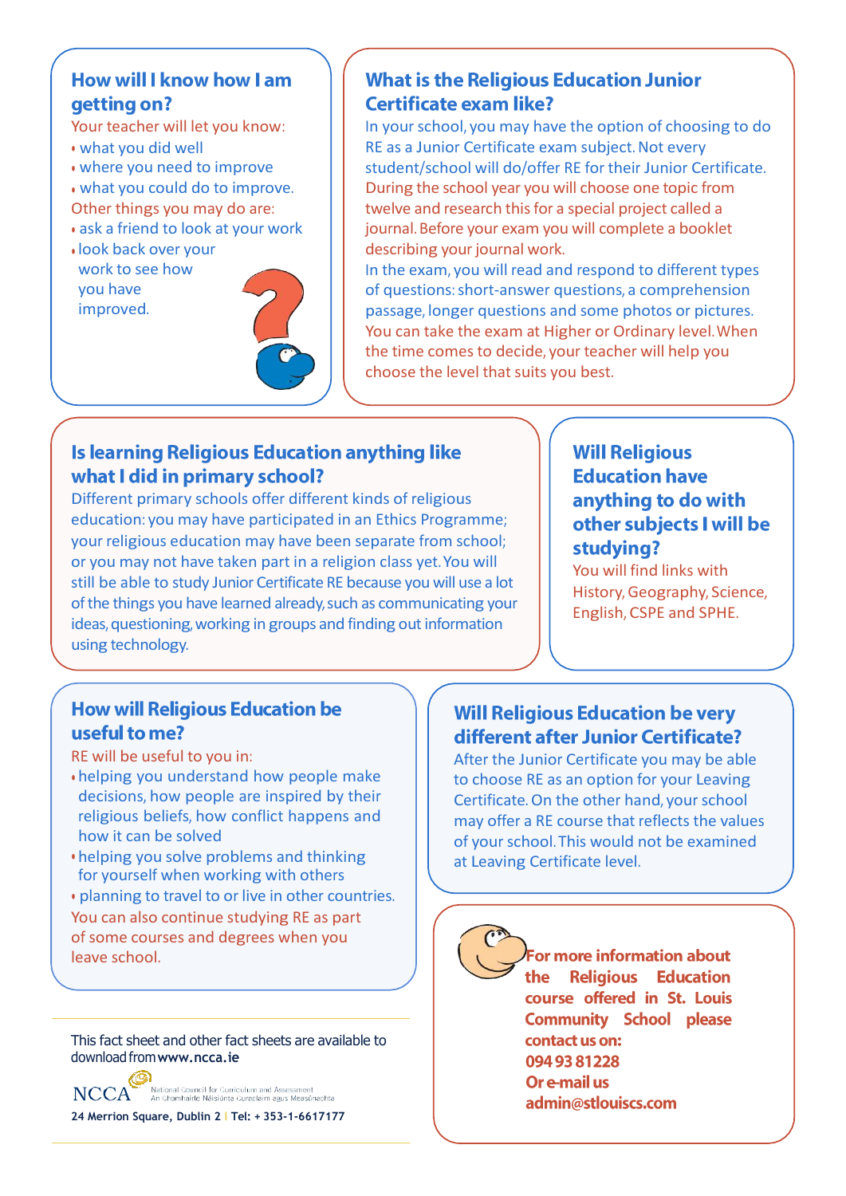## How will I know how I am getting on?

Your teacher will let you know:

- what you did well
- where you need to improve
- what you could do to improve.

Other things you may do are:

- ask a friend to look at your work
- look back over your work to see how you have improved.

## What is the Religious Education Junior Certificate exam like?

In your school, you may have the option of choosing to do RE as a Junior Certificate exam subject. Not every student/school will do/offer RE for their Junior Certificate. During the school year you will choose one topic from twelve and research this for a special project called a journal. Before your exam you will complete a booklet describing your journal work.

In the exam, you will read and respond to different types of questions: short-answer questions, a comprehension passage, longer questions and some photos or pictures. You can take the exam at Higher or Ordinary level. When the time comes to decide, your teacher will help you choose the level that suits you best.

## Is learning Religious Education anything like what I did in primary school?

Different primary schools offer different kinds of religious education: you may have participated in an Ethics Programme; your religious education may have been separate from school; or you may not have taken part in a religion class yet. You will still be able to study Junior Certificate RE because you will use a lot of the things you have learned already, such as communicating your ideas, questioning, working in groups and finding out information using technology.

## Will Religious Education have anything to do with other subjects I will be studying?

You will find links with History, Geography, Science, English, CSPE and SPHE.

## How will Religious Education be useful to me?

RE will be useful to you in:

- helping you understand how people make decisions, how people are inspired by their religious beliefs, how conflict happens and how it can be solved
- helping you solve problems and thinking for yourself when working with others
- planning to travel to or live in other countries.

You can also continue studying RE as part of some courses and degrees when you leave school.

## Will Religious Education be very different after Junior Certificate?

After the Junior Certificate you may be able to choose RE as an option for your Leaving Certificate. On the other hand, your school may offer a RE course that reflects the values of your school. This would not be examined at Leaving Certificate level.

**For more information about the Religious Education course offered in St. Louis Community School please contact us on:**
**094 93 81228**
**Or e-mail us**
**admin@stlouiscs.com**

This fact sheet and other fact sheets are available to download from **www.ncca.ie**

NCCA National Council for Curriculum and Assessment
An Chomhairle Náisiúnta Curaclaim agus Measúnachta

**24 Merrion Square, Dublin 2 | Tel: + 353-1-6617177**